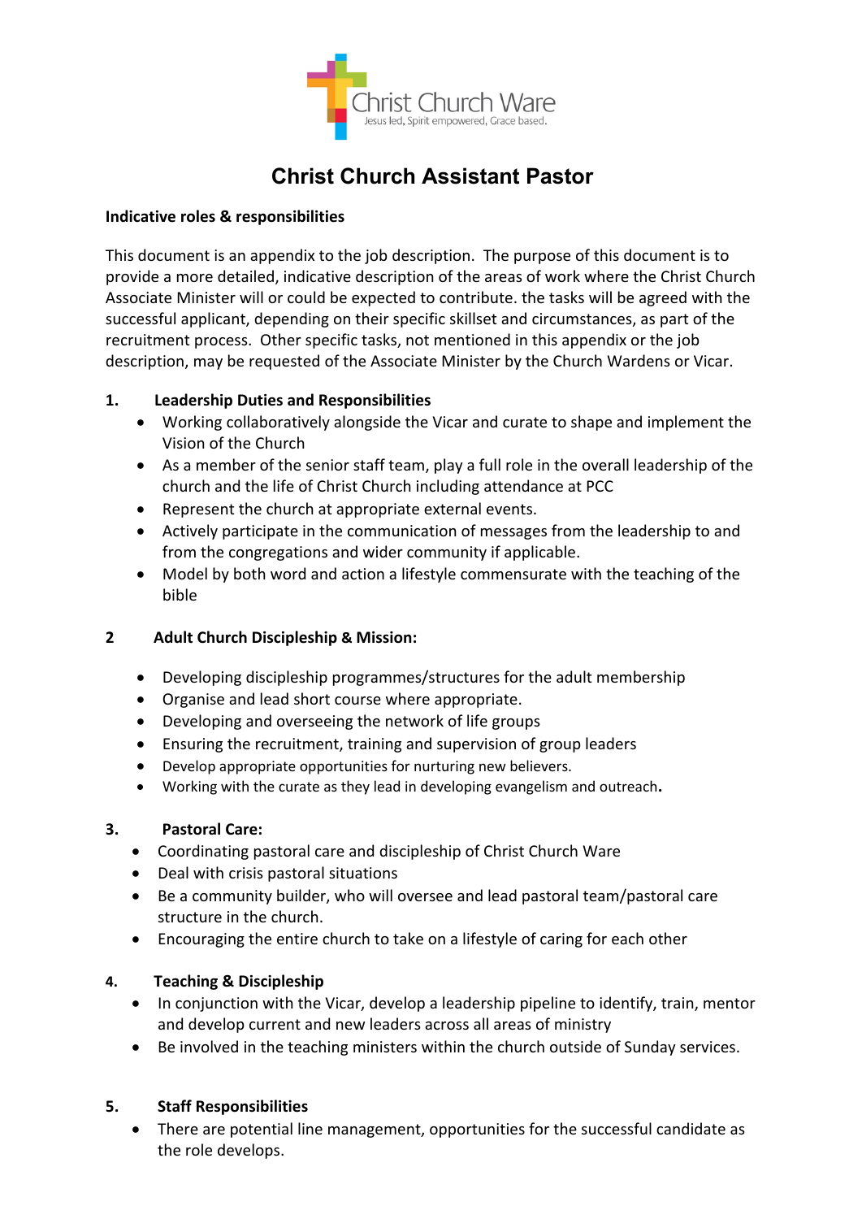Christ Church Ware
Jesus led, Spirit empowered, Grace based.

# Christ Church Assistant Pastor

**Indicative roles & responsibilities**

This document is an appendix to the job description. The purpose of this document is to provide a more detailed, indicative description of the areas of work where the Christ Church Associate Minister will or could be expected to contribute. the tasks will be agreed with the successful applicant, depending on their specific skillset and circumstances, as part of the recruitment process. Other specific tasks, not mentioned in this appendix or the job description, may be requested of the Associate Minister by the Church Wardens or Vicar.

## 1. Leadership Duties and Responsibilities

- Working collaboratively alongside the Vicar and curate to shape and implement the Vision of the Church
- As a member of the senior staff team, play a full role in the overall leadership of the church and the life of Christ Church including attendance at PCC
- Represent the church at appropriate external events.
- Actively participate in the communication of messages from the leadership to and from the congregations and wider community if applicable.
- Model by both word and action a lifestyle commensurate with the teaching of the bible

## 2 Adult Church Discipleship & Mission:

- Developing discipleship programmes/structures for the adult membership
- Organise and lead short course where appropriate.
- Developing and overseeing the network of life groups
- Ensuring the recruitment, training and supervision of group leaders
- Develop appropriate opportunities for nurturing new believers.
- Working with the curate as they lead in developing evangelism and outreach**.**

## 3. Pastoral Care:

- Coordinating pastoral care and discipleship of Christ Church Ware
- Deal with crisis pastoral situations
- Be a community builder, who will oversee and lead pastoral team/pastoral care structure in the church.
- Encouraging the entire church to take on a lifestyle of caring for each other

## 4. Teaching & Discipleship

- In conjunction with the Vicar, develop a leadership pipeline to identify, train, mentor and develop current and new leaders across all areas of ministry
- Be involved in the teaching ministers within the church outside of Sunday services.

## 5. Staff Responsibilities

- There are potential line management, opportunities for the successful candidate as the role develops.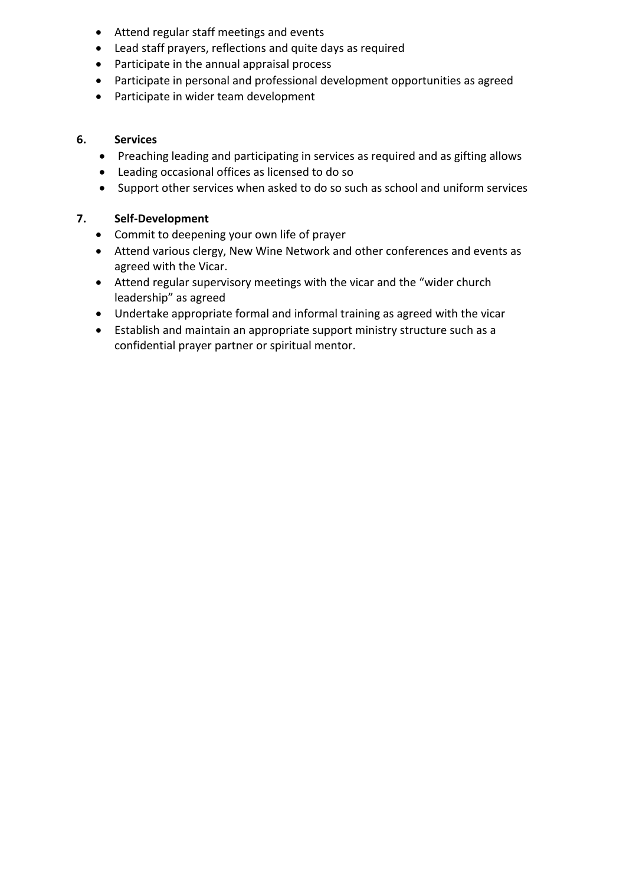- Attend regular staff meetings and events
- Lead staff prayers, reflections and quite days as required
- Participate in the annual appraisal process
- Participate in personal and professional development opportunities as agreed
- Participate in wider team development

**6. Services**

- Preaching leading and participating in services as required and as gifting allows
- Leading occasional offices as licensed to do so
- Support other services when asked to do so such as school and uniform services

**7. Self-Development**

- Commit to deepening your own life of prayer
- Attend various clergy, New Wine Network and other conferences and events as agreed with the Vicar.
- Attend regular supervisory meetings with the vicar and the "wider church leadership" as agreed
- Undertake appropriate formal and informal training as agreed with the vicar
- Establish and maintain an appropriate support ministry structure such as a confidential prayer partner or spiritual mentor.